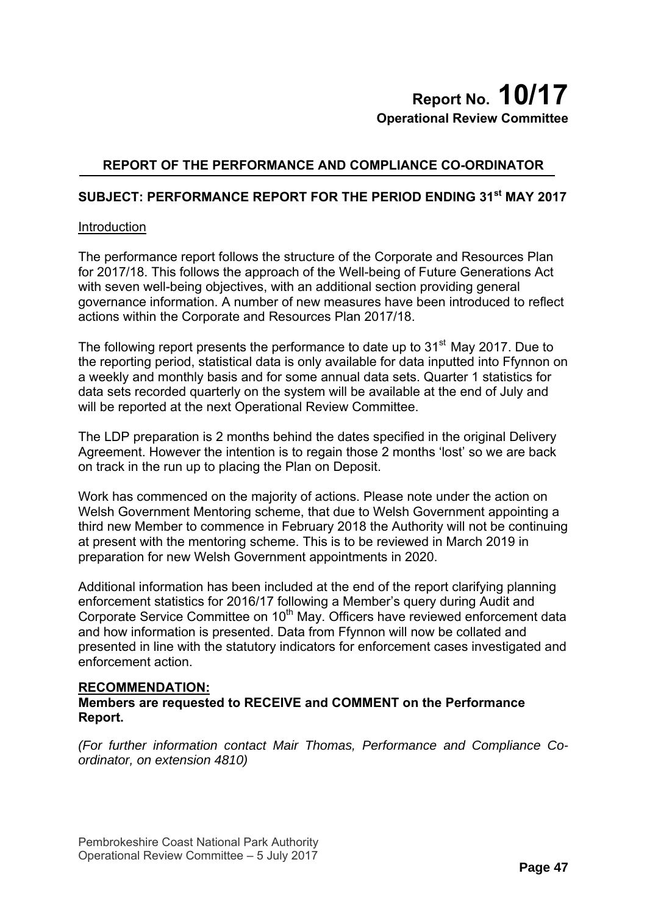# Report No. 10/17
**Operational Review Committee**

## REPORT OF THE PERFORMANCE AND COMPLIANCE CO-ORDINATOR

### SUBJECT: PERFORMANCE REPORT FOR THE PERIOD ENDING 31st MAY 2017

Introduction

The performance report follows the structure of the Corporate and Resources Plan for 2017/18. This follows the approach of the Well-being of Future Generations Act with seven well-being objectives, with an additional section providing general governance information. A number of new measures have been introduced to reflect actions within the Corporate and Resources Plan 2017/18.

The following report presents the performance to date up to 31st May 2017. Due to the reporting period, statistical data is only available for data inputted into Ffynnon on a weekly and monthly basis and for some annual data sets. Quarter 1 statistics for data sets recorded quarterly on the system will be available at the end of July and will be reported at the next Operational Review Committee.

The LDP preparation is 2 months behind the dates specified in the original Delivery Agreement. However the intention is to regain those 2 months 'lost' so we are back on track in the run up to placing the Plan on Deposit.

Work has commenced on the majority of actions. Please note under the action on Welsh Government Mentoring scheme, that due to Welsh Government appointing a third new Member to commence in February 2018 the Authority will not be continuing at present with the mentoring scheme. This is to be reviewed in March 2019 in preparation for new Welsh Government appointments in 2020.

Additional information has been included at the end of the report clarifying planning enforcement statistics for 2016/17 following a Member's query during Audit and Corporate Service Committee on 10th May. Officers have reviewed enforcement data and how information is presented. Data from Ffynnon will now be collated and presented in line with the statutory indicators for enforcement cases investigated and enforcement action.

**RECOMMENDATION:**
**Members are requested to RECEIVE and COMMENT on the Performance Report.**

*(For further information contact Mair Thomas, Performance and Compliance Co-ordinator, on extension 4810)*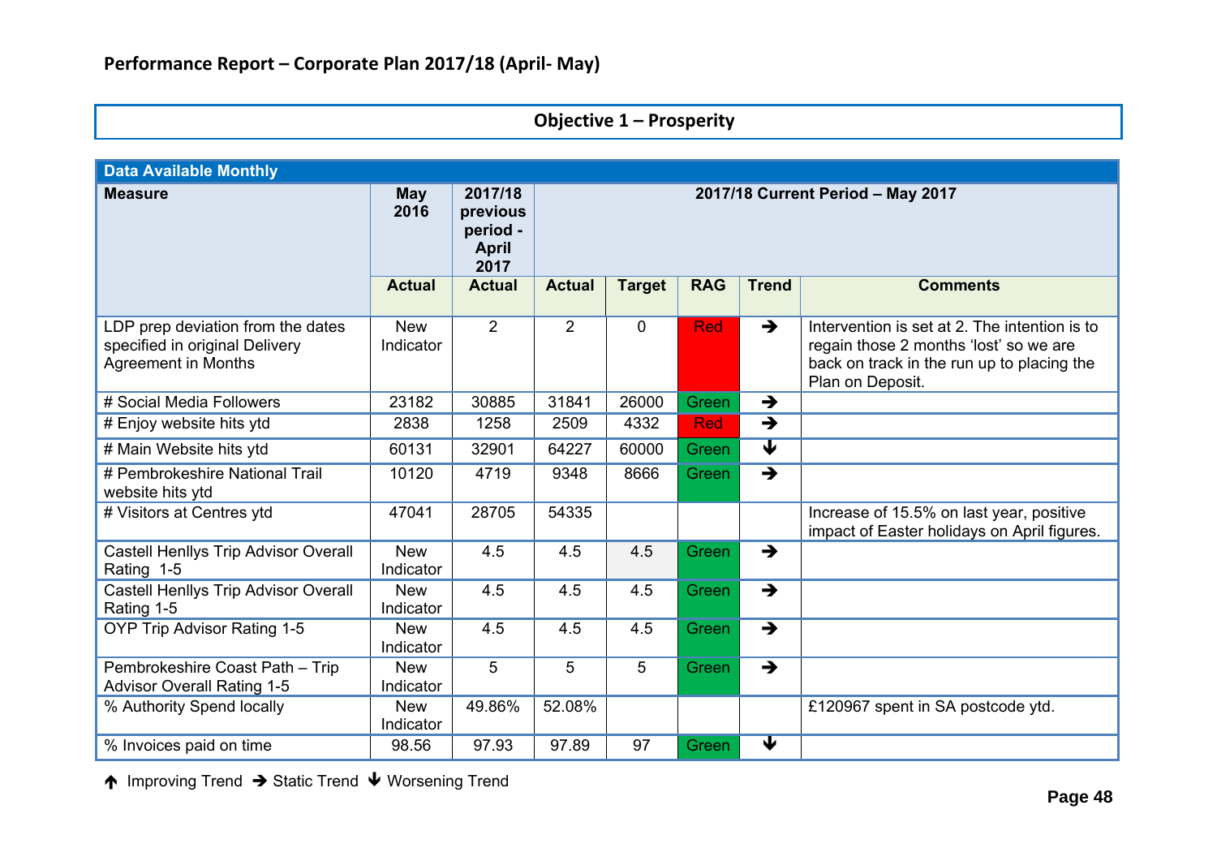# Performance Report – Corporate Plan 2017/18 (April- May)

## Objective 1 – Prosperity

| Data Available Monthly | | | | | | | |
|---|---|---|---|---|---|---|---|
| **Measure** | **May 2016** | **2017/18 previous period - April 2017** | **2017/18 Current Period – May 2017** | | | | |
| | **Actual** | **Actual** | **Actual** | **Target** | **RAG** | **Trend** | **Comments** |
| LDP prep deviation from the dates specified in original Delivery Agreement in Months | New Indicator | 2 | 2 | 0 | Red | ➔ | Intervention is set at 2. The intention is to regain those 2 months 'lost' so we are back on track in the run up to placing the Plan on Deposit. |
| # Social Media Followers | 23182 | 30885 | 31841 | 26000 | Green | ➔ | |
| # Enjoy website hits ytd | 2838 | 1258 | 2509 | 4332 | Red | ➔ | |
| # Main Website hits ytd | 60131 | 32901 | 64227 | 60000 | Green | ↓ | |
| # Pembrokeshire National Trail website hits ytd | 10120 | 4719 | 9348 | 8666 | Green | ➔ | |
| # Visitors at Centres ytd | 47041 | 28705 | 54335 | | | | Increase of 15.5% on last year, positive impact of Easter holidays on April figures. |
| Castell Henllys Trip Advisor Overall Rating 1-5 | New Indicator | 4.5 | 4.5 | 4.5 | Green | ➔ | |
| Castell Henllys Trip Advisor Overall Rating 1-5 | New Indicator | 4.5 | 4.5 | 4.5 | Green | ➔ | |
| OYP Trip Advisor Rating 1-5 | New Indicator | 4.5 | 4.5 | 4.5 | Green | ➔ | |
| Pembrokeshire Coast Path – Trip Advisor Overall Rating 1-5 | New Indicator | 5 | 5 | 5 | Green | ➔ | |
| % Authority Spend locally | New Indicator | 49.86% | 52.08% | | | | £120967 spent in SA postcode ytd. |
| % Invoices paid on time | 98.56 | 97.93 | 97.89 | 97 | Green | ↓ | |

↑ Improving Trend ➔ Static Trend ↓ Worsening Trend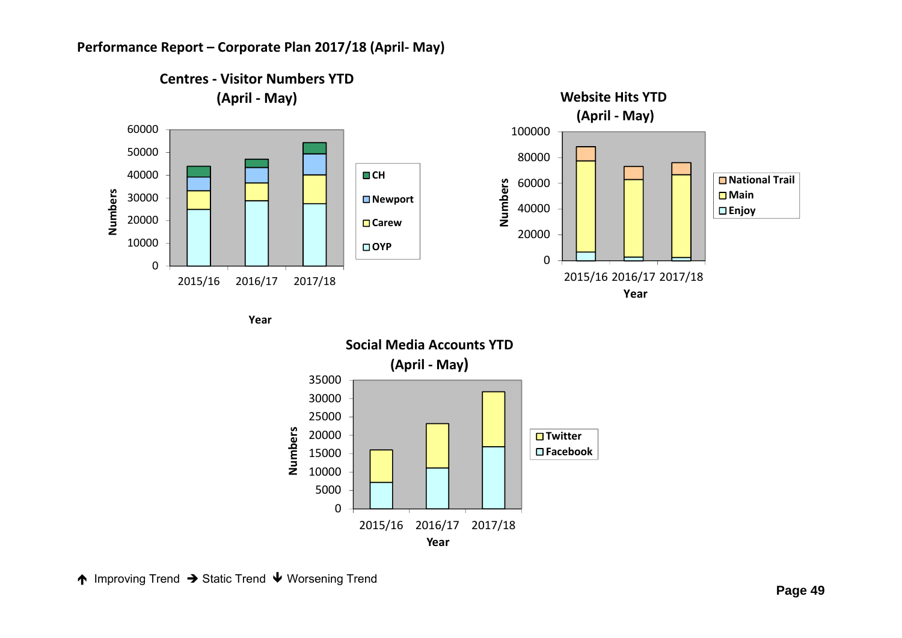Performance Report – Corporate Plan 2017/18 (April- May)

Centres - Visitor Numbers YTD
(April - May)

Numbers

60000
50000
40000
30000
20000
10000
0

2015/16 2016/17 2017/18

Year

CH
Newport
Carew
OYP

Website Hits YTD
(April - May)

Numbers

100000
80000
60000
40000
20000
0

2015/16 2016/17 2017/18

Year

National Trail
Main
Enjoy

Social Media Accounts YTD
(April - May)

Numbers

35000
30000
25000
20000
15000
10000
5000
0

2015/16 2016/17 2017/18

Year

Twitter
Facebook

↑ Improving Trend → Static Trend ↓ Worsening Trend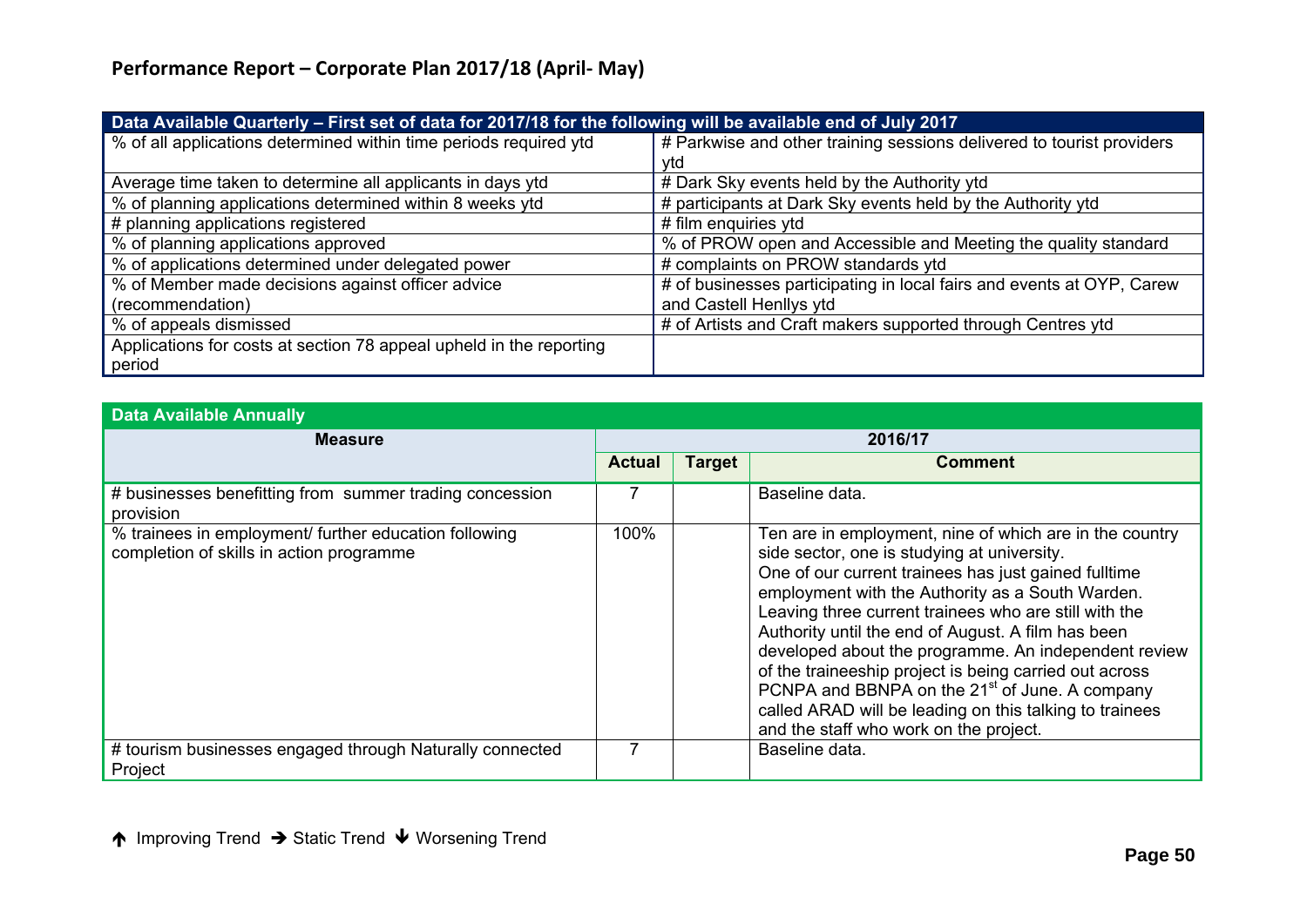## Performance Report – Corporate Plan 2017/18 (April- May)

| Data Available Quarterly – First set of data for 2017/18 for the following will be available end of July 2017 | |
|---|---|
| % of all applications determined within time periods required ytd | # Parkwise and other training sessions delivered to tourist providers ytd |
| Average time taken to determine all applicants in days ytd | # Dark Sky events held by the Authority ytd |
| % of planning applications determined within 8 weeks ytd | # participants at Dark Sky events held by the Authority ytd |
| # planning applications registered | # film enquiries ytd |
| % of planning applications approved | % of PROW open and Accessible and Meeting the quality standard |
| % of applications determined under delegated power | # complaints on PROW standards ytd |
| % of Member made decisions against officer advice (recommendation) | # of businesses participating in local fairs and events at OYP, Carew and Castell Henllys ytd |
| % of appeals dismissed | # of Artists and Craft makers supported through Centres ytd |
| Applications for costs at section 78 appeal upheld in the reporting period | |

**Data Available Annually**

| Measure | 2016/17 | | |
|---|---|---|---|
| | Actual | Target | Comment |
| # businesses benefitting from summer trading concession provision | 7 | | Baseline data. |
| % trainees in employment/ further education following completion of skills in action programme | 100% | | Ten are in employment, nine of which are in the country side sector, one is studying at university. One of our current trainees has just gained fulltime employment with the Authority as a South Warden. Leaving three current trainees who are still with the Authority until the end of August. A film has been developed about the programme. An independent review of the traineeship project is being carried out across PCNPA and BBNPA on the 21st of June. A company called ARAD will be leading on this talking to trainees and the staff who work on the project. |
| # tourism businesses engaged through Naturally connected Project | 7 | | Baseline data. |

↑ Improving Trend → Static Trend ↓ Worsening Trend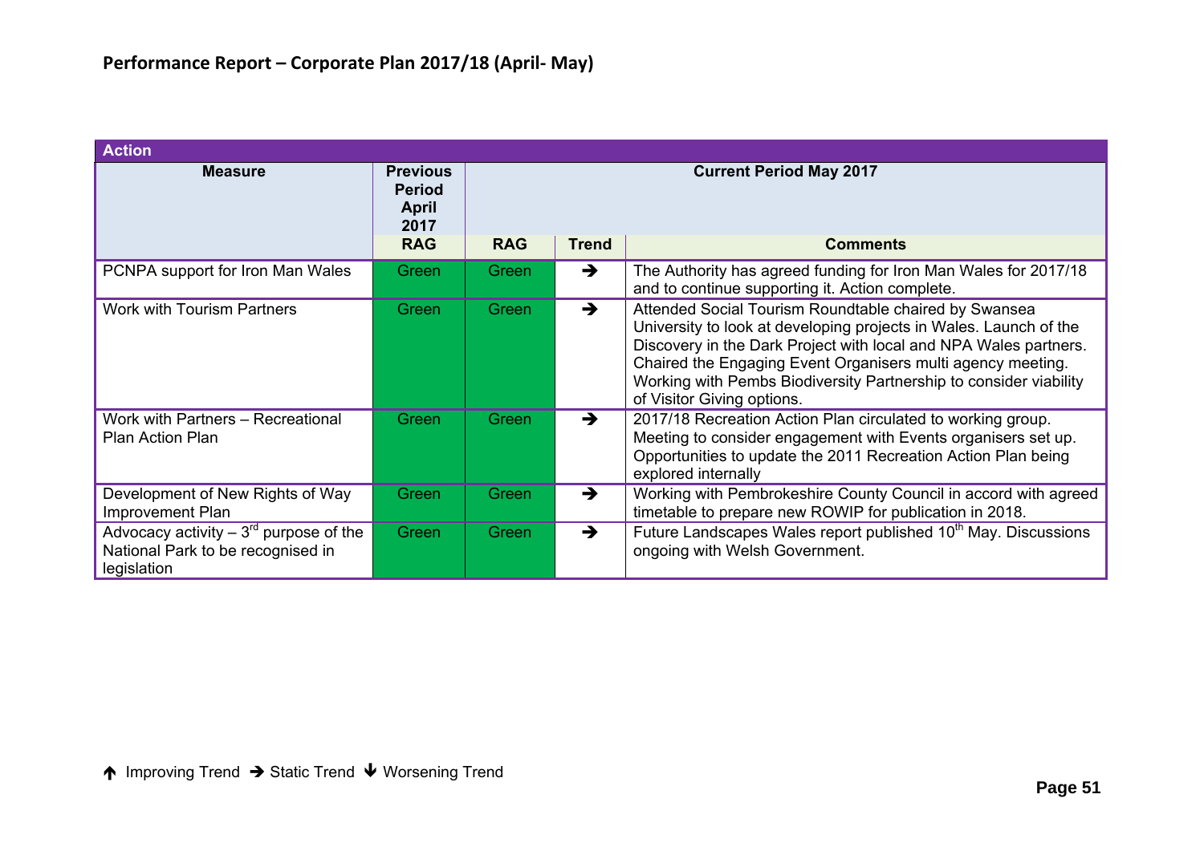## Performance Report – Corporate Plan 2017/18 (April- May)

| Action | | | | |
|---|---|---|---|---|
| **Measure** | **Previous Period April 2017** | **Current Period May 2017** | | |
| | **RAG** | **RAG** | **Trend** | **Comments** |
| PCNPA support for Iron Man Wales | Green | Green | → | The Authority has agreed funding for Iron Man Wales for 2017/18 and to continue supporting it. Action complete. |
| Work with Tourism Partners | Green | Green | → | Attended Social Tourism Roundtable chaired by Swansea University to look at developing projects in Wales. Launch of the Discovery in the Dark Project with local and NPA Wales partners. Chaired the Engaging Event Organisers multi agency meeting. Working with Pembs Biodiversity Partnership to consider viability of Visitor Giving options. |
| Work with Partners – Recreational Plan Action Plan | Green | Green | → | 2017/18 Recreation Action Plan circulated to working group. Meeting to consider engagement with Events organisers set up. Opportunities to update the 2011 Recreation Action Plan being explored internally |
| Development of New Rights of Way Improvement Plan | Green | Green | → | Working with Pembrokeshire County Council in accord with agreed timetable to prepare new ROWIP for publication in 2018. |
| Advocacy activity – 3rd purpose of the National Park to be recognised in legislation | Green | Green | → | Future Landscapes Wales report published 10th May. Discussions ongoing with Welsh Government. |

↑ Improving Trend → Static Trend ↓ Worsening Trend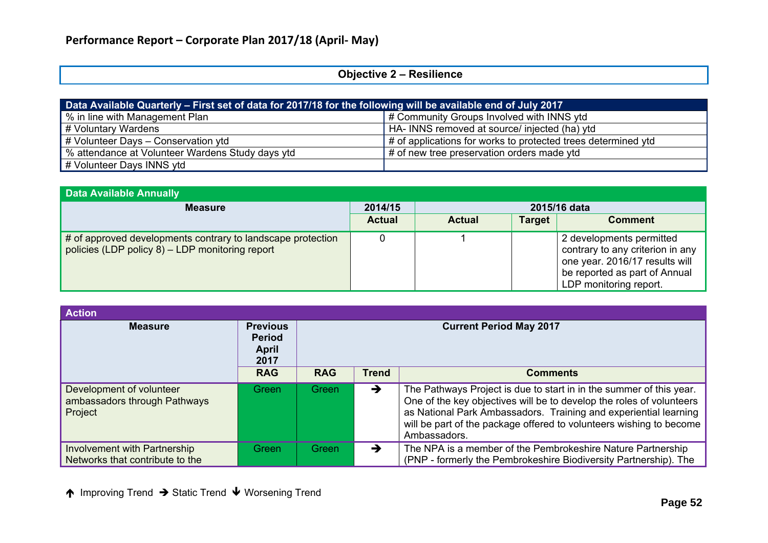## Performance Report – Corporate Plan 2017/18 (April- May)

### Objective 2 – Resilience

| Data Available Quarterly – First set of data for 2017/18 for the following will be available end of July 2017 | |
|---|---|
| % in line with Management Plan | # Community Groups Involved with INNS ytd |
| # Voluntary Wardens | HA- INNS removed at source/ injected (ha) ytd |
| # Volunteer Days – Conservation ytd | # of applications for works to protected trees determined ytd |
| % attendance at Volunteer Wardens Study days ytd | # of new tree preservation orders made ytd |
| # Volunteer Days INNS ytd | |

**Data Available Annually**

| Measure | 2014/15 | 2015/16 data | | |
|---|---|---|---|---|
| | Actual | Actual | Target | Comment |
| # of approved developments contrary to landscape protection policies (LDP policy 8) – LDP monitoring report | 0 | 1 | | 2 developments permitted contrary to any criterion in any one year. 2016/17 results will be reported as part of Annual LDP monitoring report. |

**Action**

| Measure | Previous Period April 2017 | Current Period May 2017 | | |
|---|---|---|---|---|
| | RAG | RAG | Trend | Comments |
| Development of volunteer ambassadors through Pathways Project | Green | Green | ➔ | The Pathways Project is due to start in in the summer of this year. One of the key objectives will be to develop the roles of volunteers as National Park Ambassadors. Training and experiential learning will be part of the package offered to volunteers wishing to become Ambassadors. |
| Involvement with Partnership Networks that contribute to the | Green | Green | ➔ | The NPA is a member of the Pembrokeshire Nature Partnership (PNP - formerly the Pembrokeshire Biodiversity Partnership). The |

↑ Improving Trend ➔ Static Trend ↓ Worsening Trend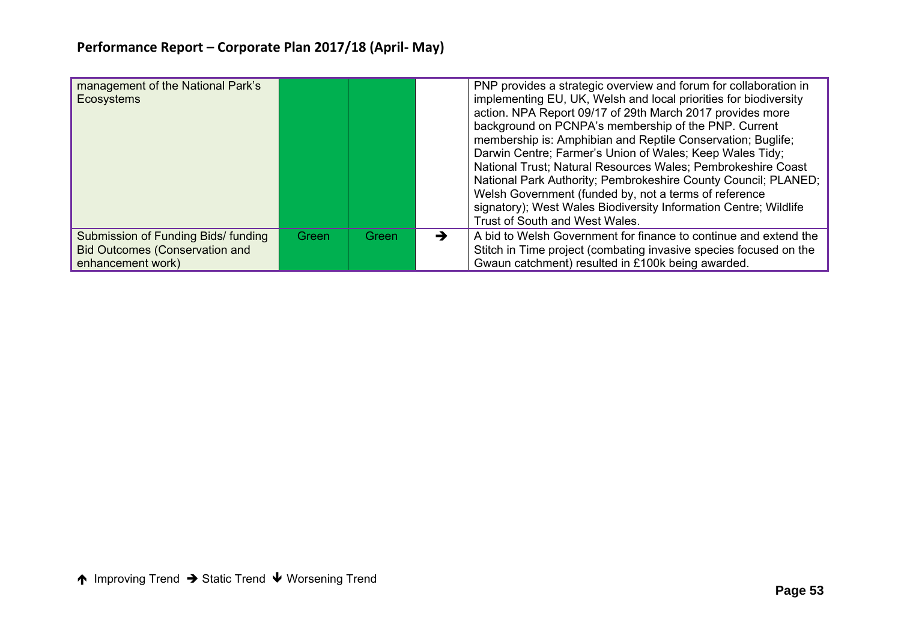## Performance Report – Corporate Plan 2017/18 (April- May)

| | | | | |
|---|---|---|---|---|
| management of the National Park's Ecosystems | | | | PNP provides a strategic overview and forum for collaboration in implementing EU, UK, Welsh and local priorities for biodiversity action. NPA Report 09/17 of 29th March 2017 provides more background on PCNPA's membership of the PNP. Current membership is: Amphibian and Reptile Conservation; Buglife; Darwin Centre; Farmer's Union of Wales; Keep Wales Tidy; National Trust; Natural Resources Wales; Pembrokeshire Coast National Park Authority; Pembrokeshire County Council; PLANED; Welsh Government (funded by, not a terms of reference signatory); West Wales Biodiversity Information Centre; Wildlife Trust of South and West Wales. |
| Submission of Funding Bids/ funding Bid Outcomes (Conservation and enhancement work) | Green | Green | ➔ | A bid to Welsh Government for finance to continue and extend the Stitch in Time project (combating invasive species focused on the Gwaun catchment) resulted in £100k being awarded. |

↑ Improving Trend ➔ Static Trend ↓ Worsening Trend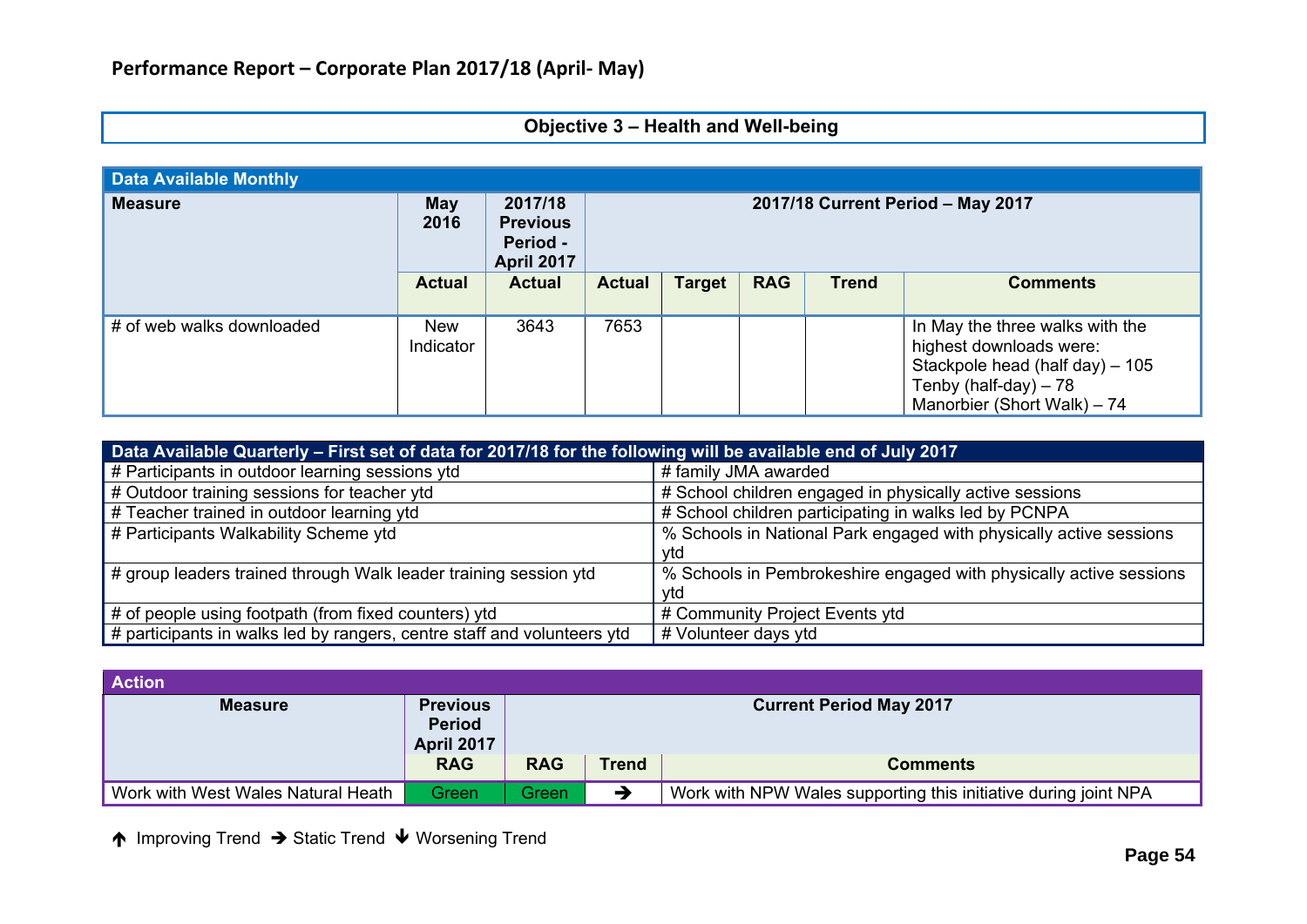# Performance Report – Corporate Plan 2017/18 (April- May)

## Objective 3 – Health and Well-being

| Data Available Monthly | | | | | | | |
|---|---|---|---|---|---|---|---|
| Measure | May 2016 | 2017/18 Previous Period - April 2017 | 2017/18 Current Period – May 2017 | | | | |
| | Actual | Actual | Actual | Target | RAG | Trend | Comments |
| # of web walks downloaded | New Indicator | 3643 | 7653 | | | | In May the three walks with the highest downloads were: Stackpole head (half day) – 105 Tenby (half-day) – 78 Manorbier (Short Walk) – 74 |

| Data Available Quarterly – First set of data for 2017/18 for the following will be available end of July 2017 | |
|---|---|
| # Participants in outdoor learning sessions ytd | # family JMA awarded |
| # Outdoor training sessions for teacher ytd | # School children engaged in physically active sessions |
| # Teacher trained in outdoor learning ytd | # School children participating in walks led by PCNPA |
| # Participants Walkability Scheme ytd | % Schools in National Park engaged with physically active sessions ytd |
| # group leaders trained through Walk leader training session ytd | % Schools in Pembrokeshire engaged with physically active sessions ytd |
| # of people using footpath (from fixed counters) ytd | # Community Project Events ytd |
| # participants in walks led by rangers, centre staff and volunteers ytd | # Volunteer days ytd |

| Action | | | | |
|---|---|---|---|---|
| Measure | Previous Period April 2017 | Current Period May 2017 | | |
| | RAG | RAG | Trend | Comments |
| Work with West Wales Natural Heath | Green | Green | ➔ | Work with NPW Wales supporting this initiative during joint NPA |

↑ Improving Trend ➔ Static Trend ↓ Worsening Trend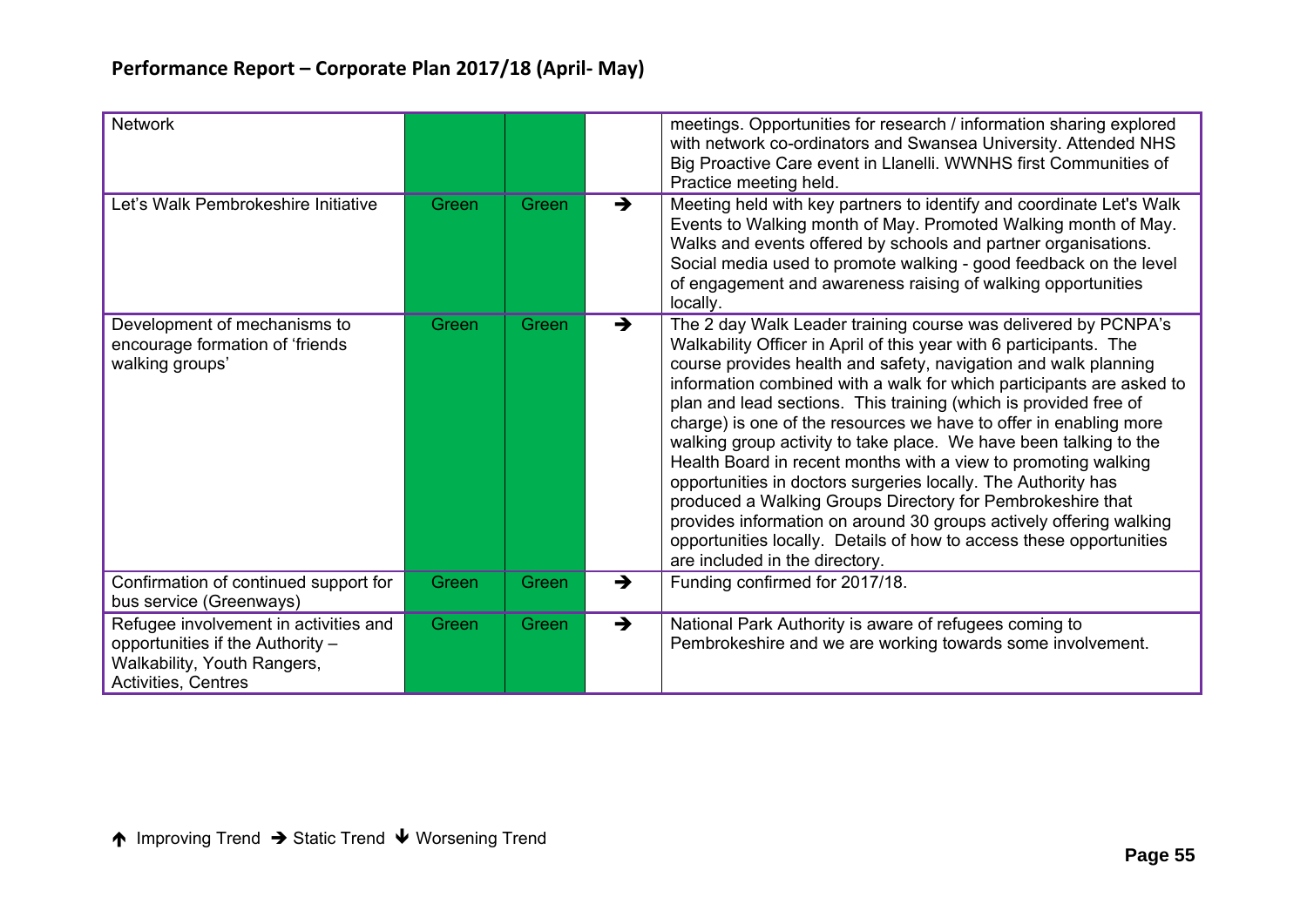## Performance Report – Corporate Plan 2017/18 (April- May)

| | | | | |
|---|---|---|---|---|
| Network | | | | meetings. Opportunities for research / information sharing explored with network co-ordinators and Swansea University. Attended NHS Big Proactive Care event in Llanelli. WWNHS first Communities of Practice meeting held. |
| Let's Walk Pembrokeshire Initiative | Green | Green | ➔ | Meeting held with key partners to identify and coordinate Let's Walk Events to Walking month of May. Promoted Walking month of May. Walks and events offered by schools and partner organisations. Social media used to promote walking - good feedback on the level of engagement and awareness raising of walking opportunities locally. |
| Development of mechanisms to encourage formation of 'friends walking groups' | Green | Green | ➔ | The 2 day Walk Leader training course was delivered by PCNPA's Walkability Officer in April of this year with 6 participants. The course provides health and safety, navigation and walk planning information combined with a walk for which participants are asked to plan and lead sections. This training (which is provided free of charge) is one of the resources we have to offer in enabling more walking group activity to take place. We have been talking to the Health Board in recent months with a view to promoting walking opportunities in doctors surgeries locally. The Authority has produced a Walking Groups Directory for Pembrokeshire that provides information on around 30 groups actively offering walking opportunities locally. Details of how to access these opportunities are included in the directory. |
| Confirmation of continued support for bus service (Greenways) | Green | Green | ➔ | Funding confirmed for 2017/18. |
| Refugee involvement in activities and opportunities if the Authority – Walkability, Youth Rangers, Activities, Centres | Green | Green | ➔ | National Park Authority is aware of refugees coming to Pembrokeshire and we are working towards some involvement. |

🡅 Improving Trend ➔ Static Trend 🡇 Worsening Trend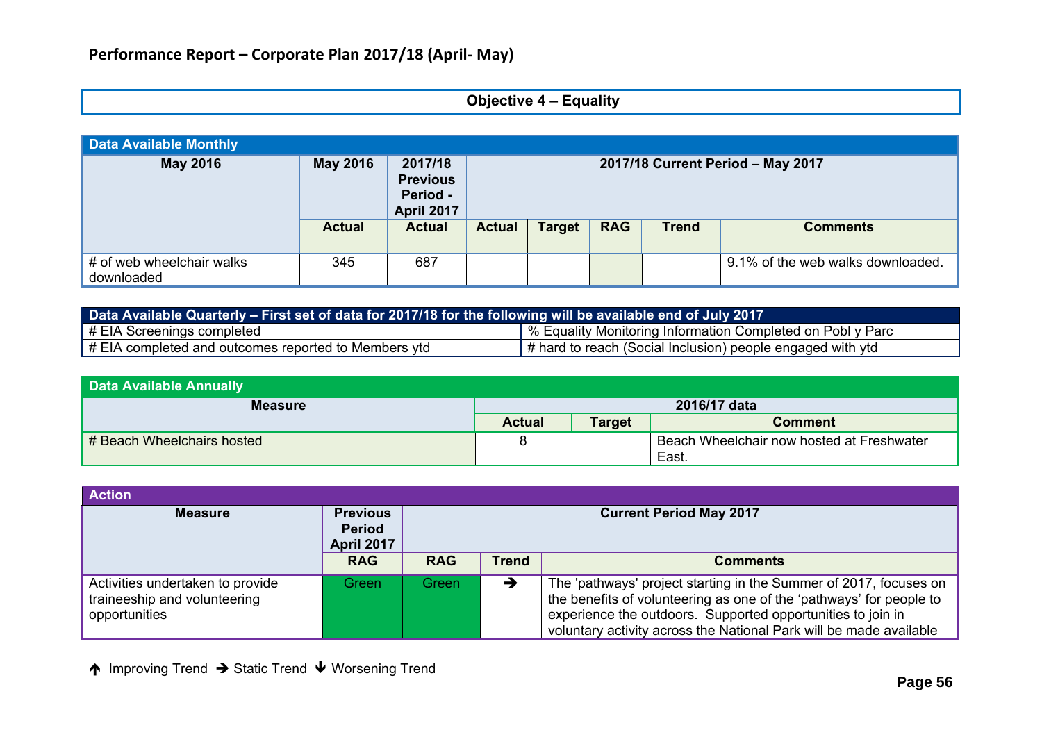# Performance Report – Corporate Plan 2017/18 (April- May)

## Objective 4 – Equality

| Data Available Monthly | | | | | | | |
|---|---|---|---|---|---|---|---|
| May 2016 | May 2016 | 2017/18 Previous Period - April 2017 | 2017/18 Current Period – May 2017 | | | | |
| | Actual | Actual | Actual | Target | RAG | Trend | Comments |
| # of web wheelchair walks downloaded | 345 | 687 | | | | | 9.1% of the web walks downloaded. |

| Data Available Quarterly – First set of data for 2017/18 for the following will be available end of July 2017 | |
|---|---|
| # EIA Screenings completed | % Equality Monitoring Information Completed on Pobl y Parc |
| # EIA completed and outcomes reported to Members ytd | # hard to reach (Social Inclusion) people engaged with ytd |

| Data Available Annually | | | |
|---|---|---|---|
| Measure | 2016/17 data | | |
| | Actual | Target | Comment |
| # Beach Wheelchairs hosted | 8 | | Beach Wheelchair now hosted at Freshwater East. |

| Action | | | | |
|---|---|---|---|---|
| Measure | Previous Period April 2017 | Current Period May 2017 | | |
| | RAG | RAG | Trend | Comments |
| Activities undertaken to provide traineeship and volunteering opportunities | Green | Green | → | The 'pathways' project starting in the Summer of 2017, focuses on the benefits of volunteering as one of the 'pathways' for people to experience the outdoors. Supported opportunities to join in voluntary activity across the National Park will be made available |

↑ Improving Trend → Static Trend ↓ Worsening Trend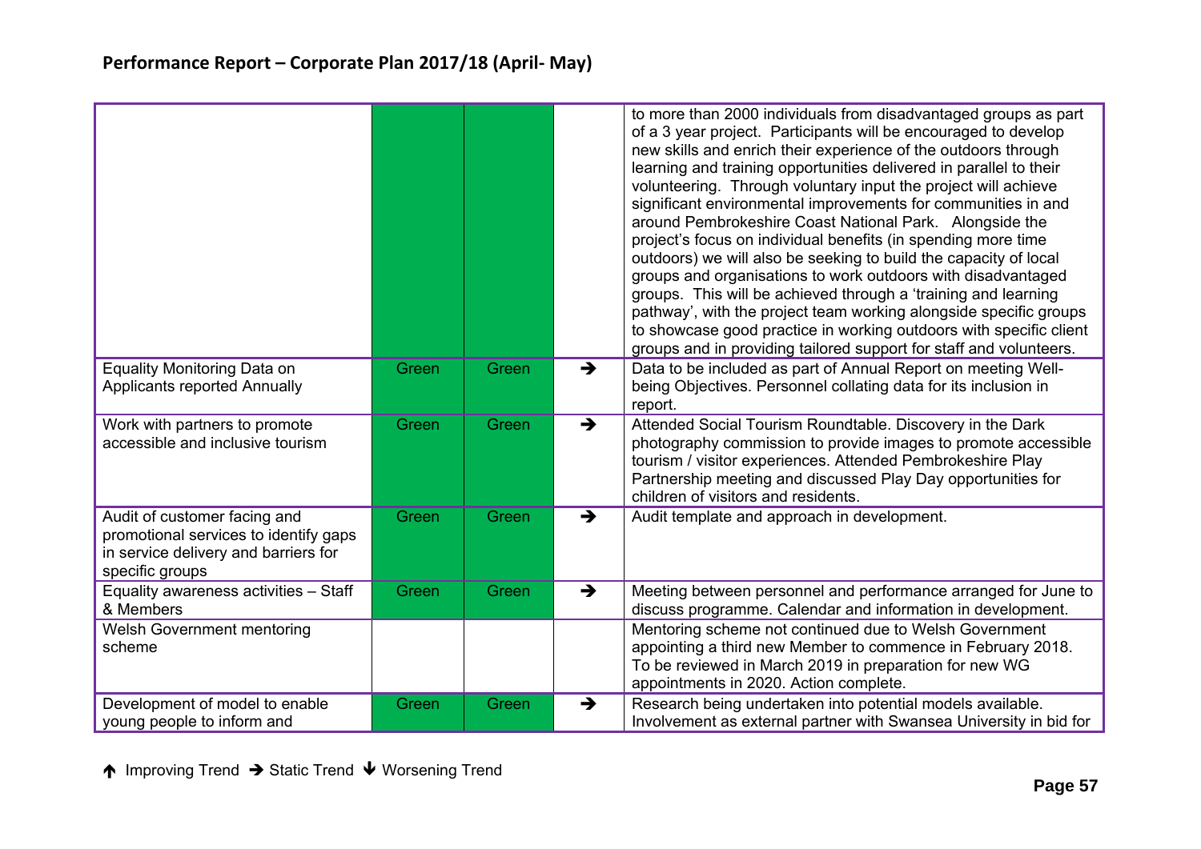## Performance Report – Corporate Plan 2017/18 (April- May)

| | | | | |
|---|---|---|---|---|
| | Green | Green | | to more than 2000 individuals from disadvantaged groups as part of a 3 year project. Participants will be encouraged to develop new skills and enrich their experience of the outdoors through learning and training opportunities delivered in parallel to their volunteering. Through voluntary input the project will achieve significant environmental improvements for communities in and around Pembrokeshire Coast National Park. Alongside the project's focus on individual benefits (in spending more time outdoors) we will also be seeking to build the capacity of local groups and organisations to work outdoors with disadvantaged groups. This will be achieved through a 'training and learning pathway', with the project team working alongside specific groups to showcase good practice in working outdoors with specific client groups and in providing tailored support for staff and volunteers. |
| Equality Monitoring Data on Applicants reported Annually | Green | Green | ➔ | Data to be included as part of Annual Report on meeting Well-being Objectives. Personnel collating data for its inclusion in report. |
| Work with partners to promote accessible and inclusive tourism | Green | Green | ➔ | Attended Social Tourism Roundtable. Discovery in the Dark photography commission to provide images to promote accessible tourism / visitor experiences. Attended Pembrokeshire Play Partnership meeting and discussed Play Day opportunities for children of visitors and residents. |
| Audit of customer facing and promotional services to identify gaps in service delivery and barriers for specific groups | Green | Green | ➔ | Audit template and approach in development. |
| Equality awareness activities – Staff & Members | Green | Green | ➔ | Meeting between personnel and performance arranged for June to discuss programme. Calendar and information in development. |
| Welsh Government mentoring scheme | | | | Mentoring scheme not continued due to Welsh Government appointing a third new Member to commence in February 2018. To be reviewed in March 2019 in preparation for new WG appointments in 2020. Action complete. |
| Development of model to enable young people to inform and | Green | Green | ➔ | Research being undertaken into potential models available. Involvement as external partner with Swansea University in bid for |

↑ Improving Trend ➔ Static Trend ↓ Worsening Trend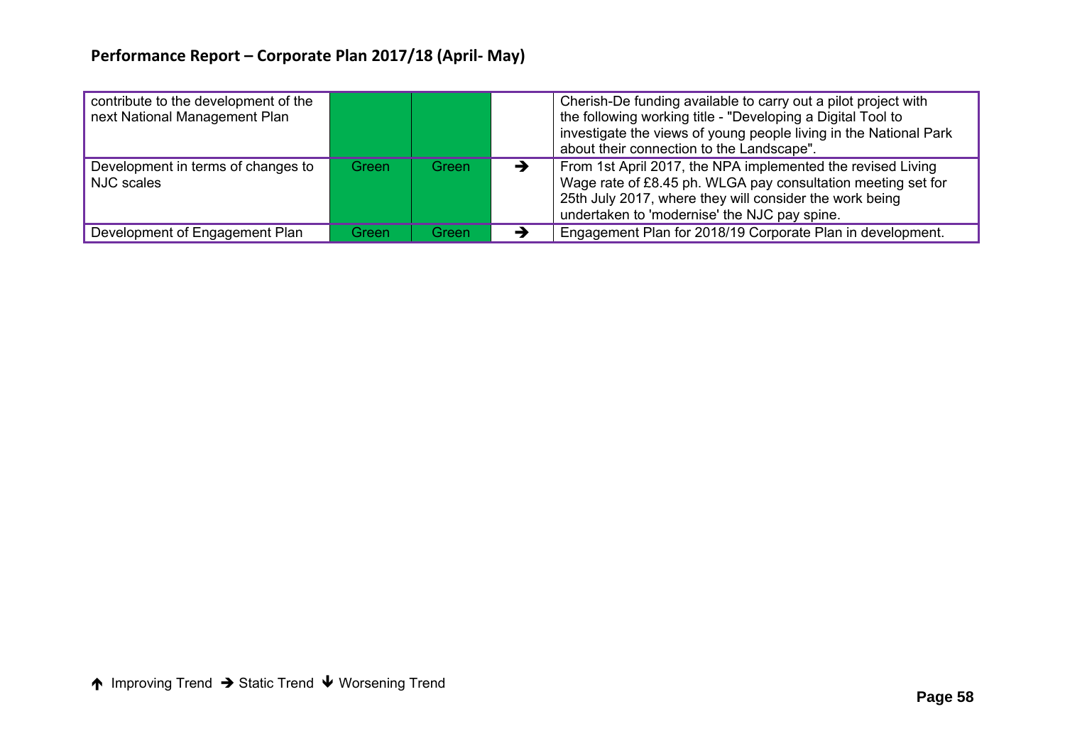## Performance Report – Corporate Plan 2017/18 (April- May)

| | | | | |
|---|---|---|---|---|
| contribute to the development of the next National Management Plan | | | | Cherish-De funding available to carry out a pilot project with the following working title - "Developing a Digital Tool to investigate the views of young people living in the National Park about their connection to the Landscape". |
| Development in terms of changes to NJC scales | Green | Green | ➔ | From 1st April 2017, the NPA implemented the revised Living Wage rate of £8.45 ph. WLGA pay consultation meeting set for 25th July 2017, where they will consider the work being undertaken to 'modernise' the NJC pay spine. |
| Development of Engagement Plan | Green | Green | ➔ | Engagement Plan for 2018/19 Corporate Plan in development. |

🡡 Improving Trend ➔ Static Trend 🡣 Worsening Trend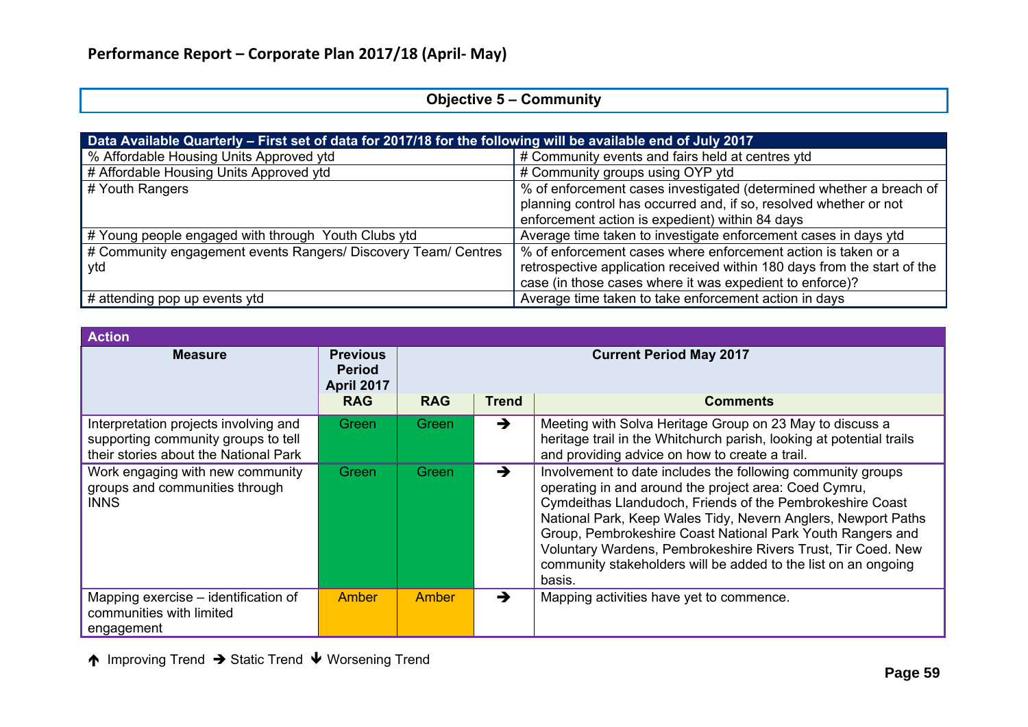## Performance Report – Corporate Plan 2017/18 (April- May)

### Objective 5 – Community

| Data Available Quarterly – First set of data for 2017/18 for the following will be available end of July 2017 | |
|---|---|
| % Affordable Housing Units Approved ytd | # Community events and fairs held at centres ytd |
| # Affordable Housing Units Approved ytd | # Community groups using OYP ytd |
| # Youth Rangers | % of enforcement cases investigated (determined whether a breach of planning control has occurred and, if so, resolved whether or not enforcement action is expedient) within 84 days |
| # Young people engaged with through Youth Clubs ytd | Average time taken to investigate enforcement cases in days ytd |
| # Community engagement events Rangers/ Discovery Team/ Centres ytd | % of enforcement cases where enforcement action is taken or a retrospective application received within 180 days from the start of the case (in those cases where it was expedient to enforce)? |
| # attending pop up events ytd | Average time taken to take enforcement action in days |

**Action**

| Measure | Previous Period April 2017 | Current Period May 2017 | | |
|---|---|---|---|---|
| | RAG | RAG | Trend | Comments |
| Interpretation projects involving and supporting community groups to tell their stories about the National Park | Green | Green | ➔ | Meeting with Solva Heritage Group on 23 May to discuss a heritage trail in the Whitchurch parish, looking at potential trails and providing advice on how to create a trail. |
| Work engaging with new community groups and communities through INNS | Green | Green | ➔ | Involvement to date includes the following community groups operating in and around the project area: Coed Cymru, Cymdeithas Llandudoch, Friends of the Pembrokeshire Coast National Park, Keep Wales Tidy, Nevern Anglers, Newport Paths Group, Pembrokeshire Coast National Park Youth Rangers and Voluntary Wardens, Pembrokeshire Rivers Trust, Tir Coed. New community stakeholders will be added to the list on an ongoing basis. |
| Mapping exercise – identification of communities with limited engagement | Amber | Amber | ➔ | Mapping activities have yet to commence. |

↑ Improving Trend ➔ Static Trend ↓ Worsening Trend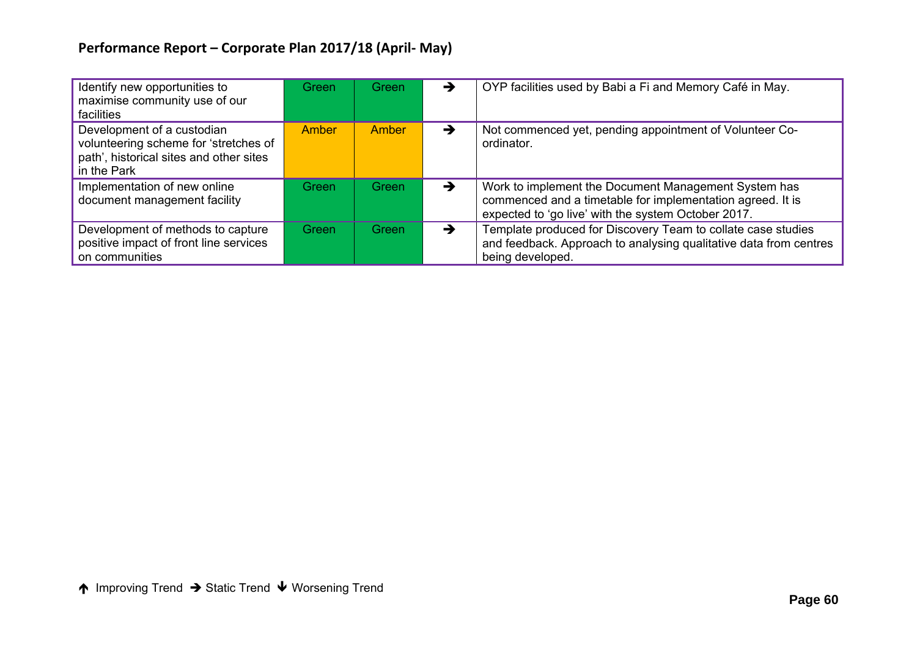## Performance Report – Corporate Plan 2017/18 (April- May)

| | | | | |
|---|---|---|---|---|
| Identify new opportunities to maximise community use of our facilities | Green | Green | ➔ | OYP facilities used by Babi a Fi and Memory Café in May. |
| Development of a custodian volunteering scheme for 'stretches of path', historical sites and other sites in the Park | Amber | Amber | ➔ | Not commenced yet, pending appointment of Volunteer Co-ordinator. |
| Implementation of new online document management facility | Green | Green | ➔ | Work to implement the Document Management System has commenced and a timetable for implementation agreed. It is expected to 'go live' with the system October 2017. |
| Development of methods to capture positive impact of front line services on communities | Green | Green | ➔ | Template produced for Discovery Team to collate case studies and feedback. Approach to analysing qualitative data from centres being developed. |

🡹 Improving Trend ➔ Static Trend 🡻 Worsening Trend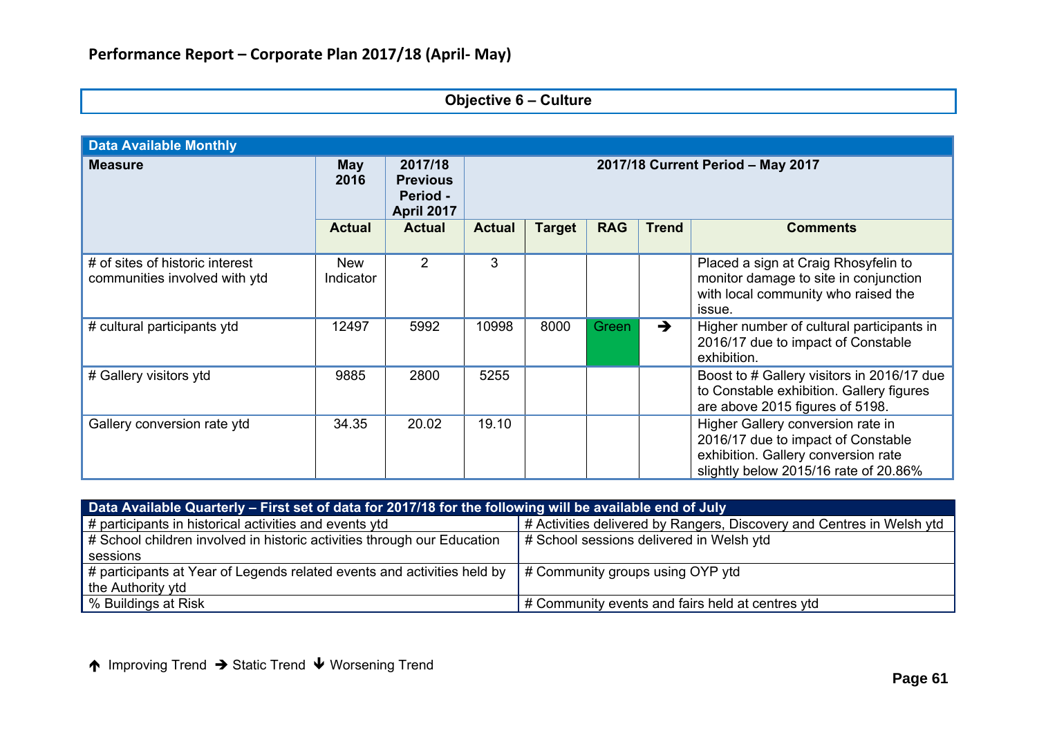# Performance Report – Corporate Plan 2017/18 (April- May)

## Objective 6 – Culture

| Data Available Monthly | | | | | | | |
|---|---|---|---|---|---|---|---|
| **Measure** | **May 2016** | **2017/18 Previous Period - April 2017** | **2017/18 Current Period – May 2017** | | | | |
| | **Actual** | **Actual** | **Actual** | **Target** | **RAG** | **Trend** | **Comments** |
| # of sites of historic interest communities involved with ytd | New Indicator | 2 | 3 | | | | Placed a sign at Craig Rhosyfelin to monitor damage to site in conjunction with local community who raised the issue. |
| # cultural participants ytd | 12497 | 5992 | 10998 | 8000 | Green | ➔ | Higher number of cultural participants in 2016/17 due to impact of Constable exhibition. |
| # Gallery visitors ytd | 9885 | 2800 | 5255 | | | | Boost to # Gallery visitors in 2016/17 due to Constable exhibition. Gallery figures are above 2015 figures of 5198. |
| Gallery conversion rate ytd | 34.35 | 20.02 | 19.10 | | | | Higher Gallery conversion rate in 2016/17 due to impact of Constable exhibition. Gallery conversion rate slightly below 2015/16 rate of 20.86% |

| Data Available Quarterly – First set of data for 2017/18 for the following will be available end of July | |
|---|---|
| # participants in historical activities and events ytd | # Activities delivered by Rangers, Discovery and Centres in Welsh ytd |
| # School children involved in historic activities through our Education sessions | # School sessions delivered in Welsh ytd |
| # participants at Year of Legends related events and activities held by the Authority ytd | # Community groups using OYP ytd |
| % Buildings at Risk | # Community events and fairs held at centres ytd |

🡅 Improving Trend ➔ Static Trend 🡇 Worsening Trend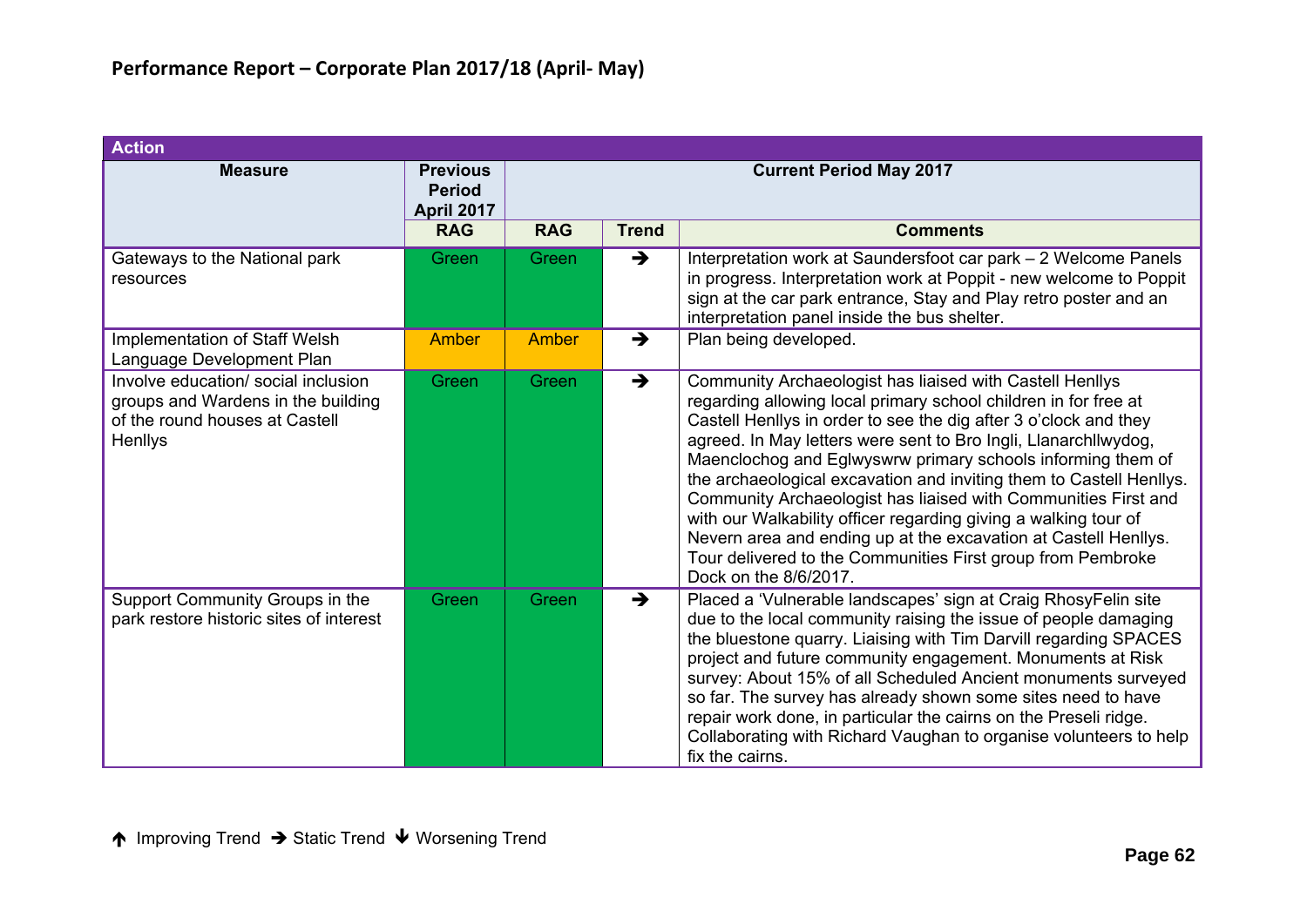## Performance Report – Corporate Plan 2017/18 (April- May)

| Action | | | | |
|---|---|---|---|---|
| **Measure** | **Previous Period April 2017** | **Current Period May 2017** | | |
| | **RAG** | **RAG** | **Trend** | **Comments** |
| Gateways to the National park resources | Green | Green | ➔ | Interpretation work at Saundersfoot car park – 2 Welcome Panels in progress. Interpretation work at Poppit - new welcome to Poppit sign at the car park entrance, Stay and Play retro poster and an interpretation panel inside the bus shelter. |
| Implementation of Staff Welsh Language Development Plan | Amber | Amber | ➔ | Plan being developed. |
| Involve education/ social inclusion groups and Wardens in the building of the round houses at Castell Henllys | Green | Green | ➔ | Community Archaeologist has liaised with Castell Henllys regarding allowing local primary school children in for free at Castell Henllys in order to see the dig after 3 o'clock and they agreed. In May letters were sent to Bro Ingli, Llanarchllwydog, Maenclochog and Eglwyswrw primary schools informing them of the archaeological excavation and inviting them to Castell Henllys. Community Archaeologist has liaised with Communities First and with our Walkability officer regarding giving a walking tour of Nevern area and ending up at the excavation at Castell Henllys. Tour delivered to the Communities First group from Pembroke Dock on the 8/6/2017. |
| Support Community Groups in the park restore historic sites of interest | Green | Green | ➔ | Placed a 'Vulnerable landscapes' sign at Craig RhosyFelin site due to the local community raising the issue of people damaging the bluestone quarry. Liaising with Tim Darvill regarding SPACES project and future community engagement. Monuments at Risk survey: About 15% of all Scheduled Ancient monuments surveyed so far. The survey has already shown some sites need to have repair work done, in particular the cairns on the Preseli ridge. Collaborating with Richard Vaughan to organise volunteers to help fix the cairns. |

🡑 Improving Trend ➔ Static Trend 🡓 Worsening Trend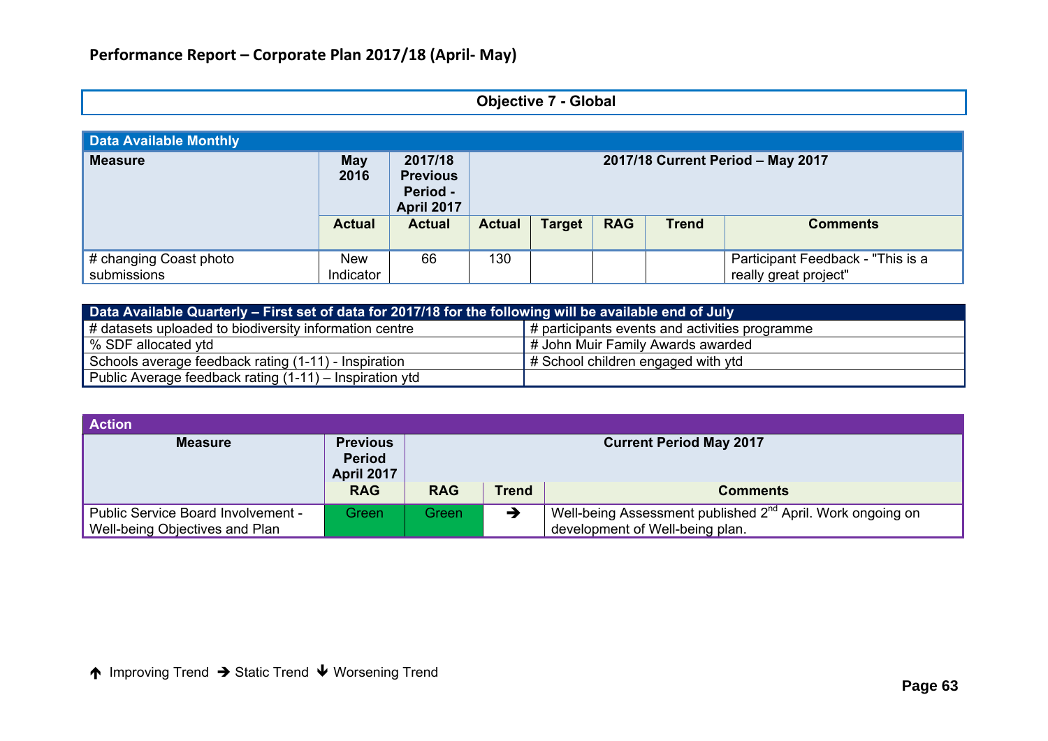## Performance Report – Corporate Plan 2017/18 (April- May)

### Objective 7 - Global

| Data Available Monthly | | | | | | | |
|---|---|---|---|---|---|---|---|
| Measure | May 2016 | 2017/18 Previous Period - April 2017 | 2017/18 Current Period – May 2017 | | | | |
| | Actual | Actual | Actual | Target | RAG | Trend | Comments |
| # changing Coast photo submissions | New Indicator | 66 | 130 | | | | Participant Feedback - "This is a really great project" |

| Data Available Quarterly – First set of data for 2017/18 for the following will be available end of July | |
|---|---|
| # datasets uploaded to biodiversity information centre | # participants events and activities programme |
| % SDF allocated ytd | # John Muir Family Awards awarded |
| Schools average feedback rating (1-11) - Inspiration | # School children engaged with ytd |
| Public Average feedback rating (1-11) – Inspiration ytd | |

| Action | | | | |
|---|---|---|---|---|
| Measure | Previous Period April 2017 | Current Period May 2017 | | |
| | RAG | RAG | Trend | Comments |
| Public Service Board Involvement - Well-being Objectives and Plan | Green | Green | ➔ | Well-being Assessment published 2nd April. Work ongoing on development of Well-being plan. |

↑ Improving Trend ➔ Static Trend ↓ Worsening Trend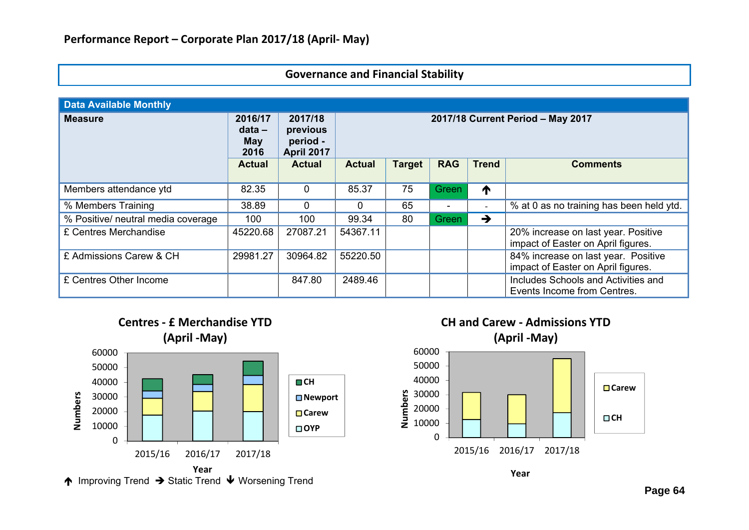# Performance Report – Corporate Plan 2017/18 (April- May)

## Governance and Financial Stability

| Data Available Monthly | | | | | | | |
|---|---|---|---|---|---|---|---|
| **Measure** | **2016/17 data – May 2016** | **2017/18 previous period - April 2017** | **2017/18 Current Period – May 2017** | | | | |
| | **Actual** | **Actual** | **Actual** | **Target** | **RAG** | **Trend** | **Comments** |
| Members attendance ytd | 82.35 | 0 | 85.37 | 75 | Green | ↑ | |
| % Members Training | 38.89 | 0 | 0 | 65 | - | - | % at 0 as no training has been held ytd. |
| % Positive/ neutral media coverage | 100 | 100 | 99.34 | 80 | Green | → | |
| £ Centres Merchandise | 45220.68 | 27087.21 | 54367.11 | | | | 20% increase on last year. Positive impact of Easter on April figures. |
| £ Admissions Carew & CH | 29981.27 | 30964.82 | 55220.50 | | | | 84% increase on last year. Positive impact of Easter on April figures. |
| £ Centres Other Income | | 847.80 | 2489.46 | | | | Includes Schools and Activities and Events Income from Centres. |

**Centres - £ Merchandise YTD (April -May)**

60000
50000
40000
30000
20000
10000
0
Numbers
2015/16 2016/17 2017/18
Year
CH
Newport
Carew
OYP

**CH and Carew - Admissions YTD (April -May)**

60000
50000
40000
30000
20000
10000
0
Numbers
2015/16 2016/17 2017/18
Year
Carew
CH

↑ Improving Trend → Static Trend ↓ Worsening Trend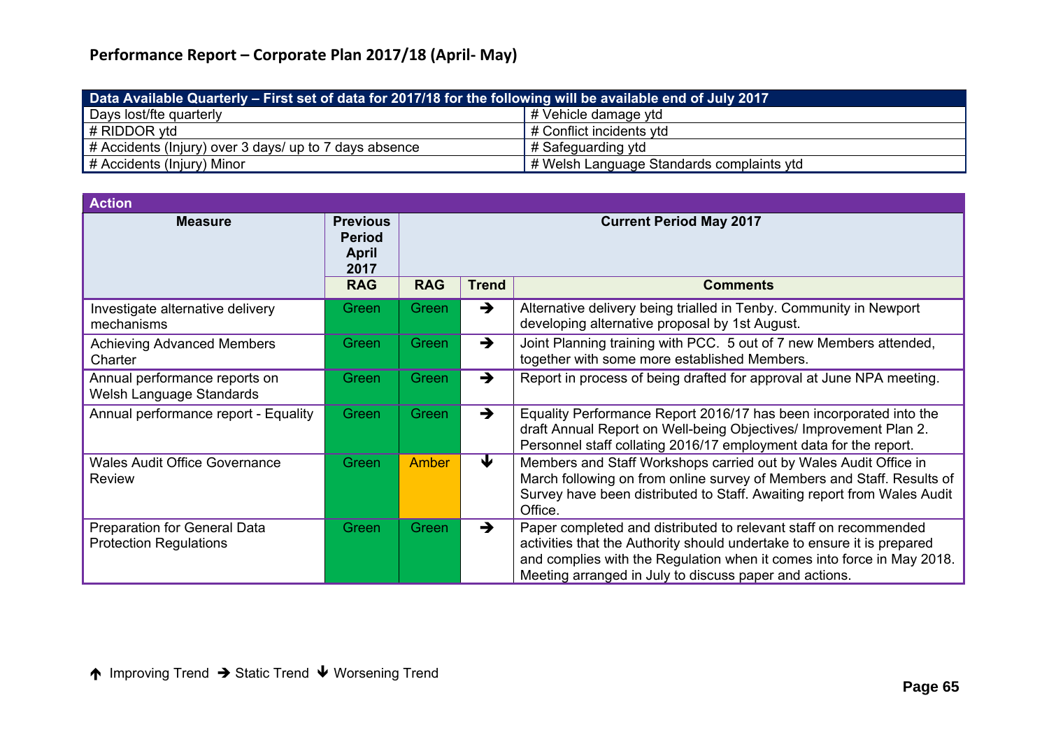## Performance Report – Corporate Plan 2017/18 (April- May)

| Data Available Quarterly – First set of data for 2017/18 for the following will be available end of July 2017 | |
|---|---|
| Days lost/fte quarterly | # Vehicle damage ytd |
| # RIDDOR ytd | # Conflict incidents ytd |
| # Accidents (Injury) over 3 days/ up to 7 days absence | # Safeguarding ytd |
| # Accidents (Injury) Minor | # Welsh Language Standards complaints ytd |

| Action | | | | |
|---|---|---|---|---|
| **Measure** | **Previous Period April 2017** | **Current Period May 2017** | | |
| | **RAG** | **RAG** | **Trend** | **Comments** |
| Investigate alternative delivery mechanisms | Green | Green | ➔ | Alternative delivery being trialled in Tenby. Community in Newport developing alternative proposal by 1st August. |
| Achieving Advanced Members Charter | Green | Green | ➔ | Joint Planning training with PCC. 5 out of 7 new Members attended, together with some more established Members. |
| Annual performance reports on Welsh Language Standards | Green | Green | ➔ | Report in process of being drafted for approval at June NPA meeting. |
| Annual performance report - Equality | Green | Green | ➔ | Equality Performance Report 2016/17 has been incorporated into the draft Annual Report on Well-being Objectives/ Improvement Plan 2. Personnel staff collating 2016/17 employment data for the report. |
| Wales Audit Office Governance Review | Green | Amber | ↓ | Members and Staff Workshops carried out by Wales Audit Office in March following on from online survey of Members and Staff. Results of Survey have been distributed to Staff. Awaiting report from Wales Audit Office. |
| Preparation for General Data Protection Regulations | Green | Green | ➔ | Paper completed and distributed to relevant staff on recommended activities that the Authority should undertake to ensure it is prepared and complies with the Regulation when it comes into force in May 2018. Meeting arranged in July to discuss paper and actions. |

↑ Improving Trend ➔ Static Trend ↓ Worsening Trend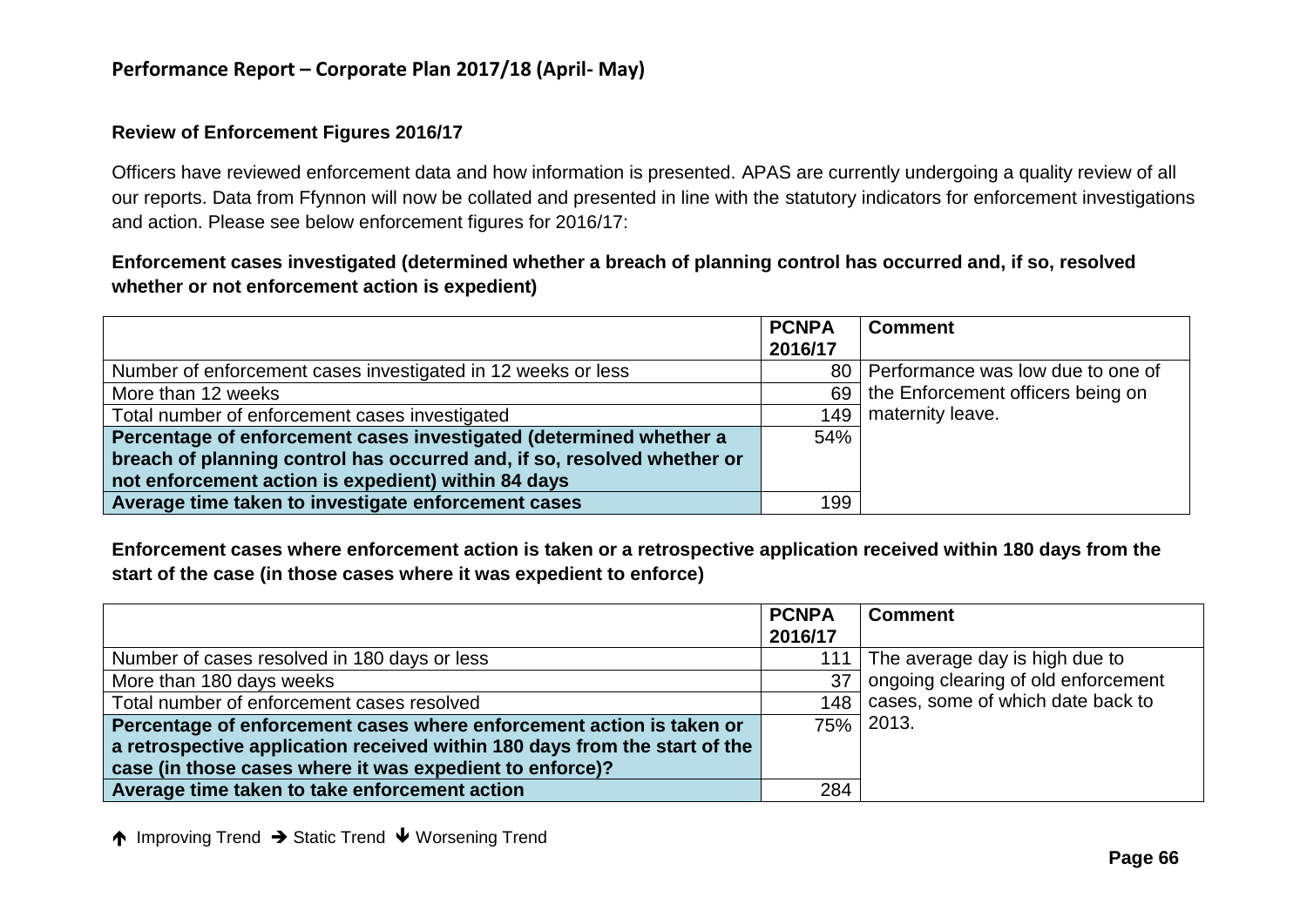## Performance Report – Corporate Plan 2017/18 (April- May)

### Review of Enforcement Figures 2016/17

Officers have reviewed enforcement data and how information is presented. APAS are currently undergoing a quality review of all our reports. Data from Ffynnon will now be collated and presented in line with the statutory indicators for enforcement investigations and action. Please see below enforcement figures for 2016/17:

**Enforcement cases investigated (determined whether a breach of planning control has occurred and, if so, resolved whether or not enforcement action is expedient)**

| | PCNPA 2016/17 | Comment |
|---|---|---|
| Number of enforcement cases investigated in 12 weeks or less | 80 | Performance was low due to one of the Enforcement officers being on maternity leave. |
| More than 12 weeks | 69 | |
| Total number of enforcement cases investigated | 149 | |
| **Percentage of enforcement cases investigated (determined whether a breach of planning control has occurred and, if so, resolved whether or not enforcement action is expedient) within 84 days** | 54% | |
| **Average time taken to investigate enforcement cases** | 199 | |

**Enforcement cases where enforcement action is taken or a retrospective application received within 180 days from the start of the case (in those cases where it was expedient to enforce)**

| | PCNPA 2016/17 | Comment |
|---|---|---|
| Number of cases resolved in 180 days or less | 111 | The average day is high due to ongoing clearing of old enforcement cases, some of which date back to 2013. |
| More than 180 days weeks | 37 | |
| Total number of enforcement cases resolved | 148 | |
| **Percentage of enforcement cases where enforcement action is taken or a retrospective application received within 180 days from the start of the case (in those cases where it was expedient to enforce)?** | 75% | |
| **Average time taken to take enforcement action** | 284 | |

↑ Improving Trend → Static Trend ↓ Worsening Trend